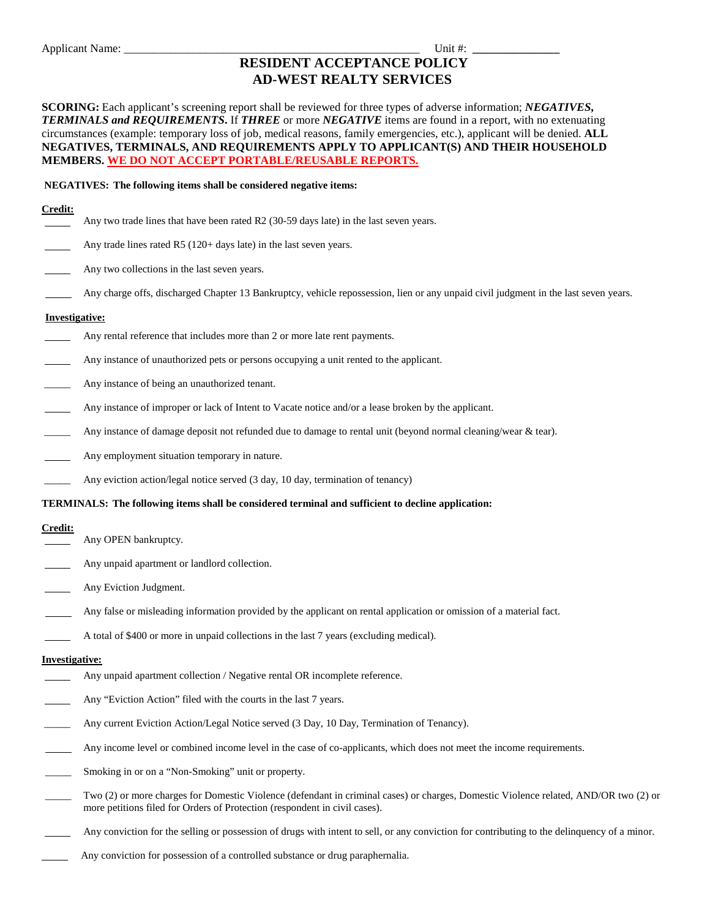Applicant Name: _______________________________________________ Unit #: ______________

# RESIDENT ACCEPTANCE POLICY
# AD-WEST REALTY SERVICES

**SCORING:** Each applicant's screening report shall be reviewed for three types of adverse information; ***NEGATIVES, TERMINALS and REQUIREMENTS.*** If ***THREE*** or more ***NEGATIVE*** items are found in a report, with no extenuating circumstances (example: temporary loss of job, medical reasons, family emergencies, etc.), applicant will be denied. **ALL NEGATIVES, TERMINALS, AND REQUIREMENTS APPLY TO APPLICANT(S) AND THEIR HOUSEHOLD MEMBERS.** **WE DO NOT ACCEPT PORTABLE/REUSABLE REPORTS.**

**NEGATIVES: The following items shall be considered negative items:**

**Credit:**

_____ Any two trade lines that have been rated R2 (30-59 days late) in the last seven years.

_____ Any trade lines rated R5 (120+ days late) in the last seven years.

_____ Any two collections in the last seven years.

_____ Any charge offs, discharged Chapter 13 Bankruptcy, vehicle repossession, lien or any unpaid civil judgment in the last seven years.

**Investigative:**

_____ Any rental reference that includes more than 2 or more late rent payments.

_____ Any instance of unauthorized pets or persons occupying a unit rented to the applicant.

_____ Any instance of being an unauthorized tenant.

_____ Any instance of improper or lack of Intent to Vacate notice and/or a lease broken by the applicant.

_____ Any instance of damage deposit not refunded due to damage to rental unit (beyond normal cleaning/wear & tear).

_____ Any employment situation temporary in nature.

_____ Any eviction action/legal notice served (3 day, 10 day, termination of tenancy)

**TERMINALS: The following items shall be considered terminal and sufficient to decline application:**

**Credit:**

_____ Any OPEN bankruptcy.

_____ Any unpaid apartment or landlord collection.

_____ Any Eviction Judgment.

_____ Any false or misleading information provided by the applicant on rental application or omission of a material fact.

_____ A total of $400 or more in unpaid collections in the last 7 years (excluding medical).

**Investigative:**

_____ Any unpaid apartment collection / Negative rental OR incomplete reference.

_____ Any "Eviction Action" filed with the courts in the last 7 years.

_____ Any current Eviction Action/Legal Notice served (3 Day, 10 Day, Termination of Tenancy).

_____ Any income level or combined income level in the case of co-applicants, which does not meet the income requirements.

_____ Smoking in or on a "Non-Smoking" unit or property.

_____ Two (2) or more charges for Domestic Violence (defendant in criminal cases) or charges, Domestic Violence related, AND/OR two (2) or more petitions filed for Orders of Protection (respondent in civil cases).

_____ Any conviction for the selling or possession of drugs with intent to sell, or any conviction for contributing to the delinquency of a minor.

_____ Any conviction for possession of a controlled substance or drug paraphernalia.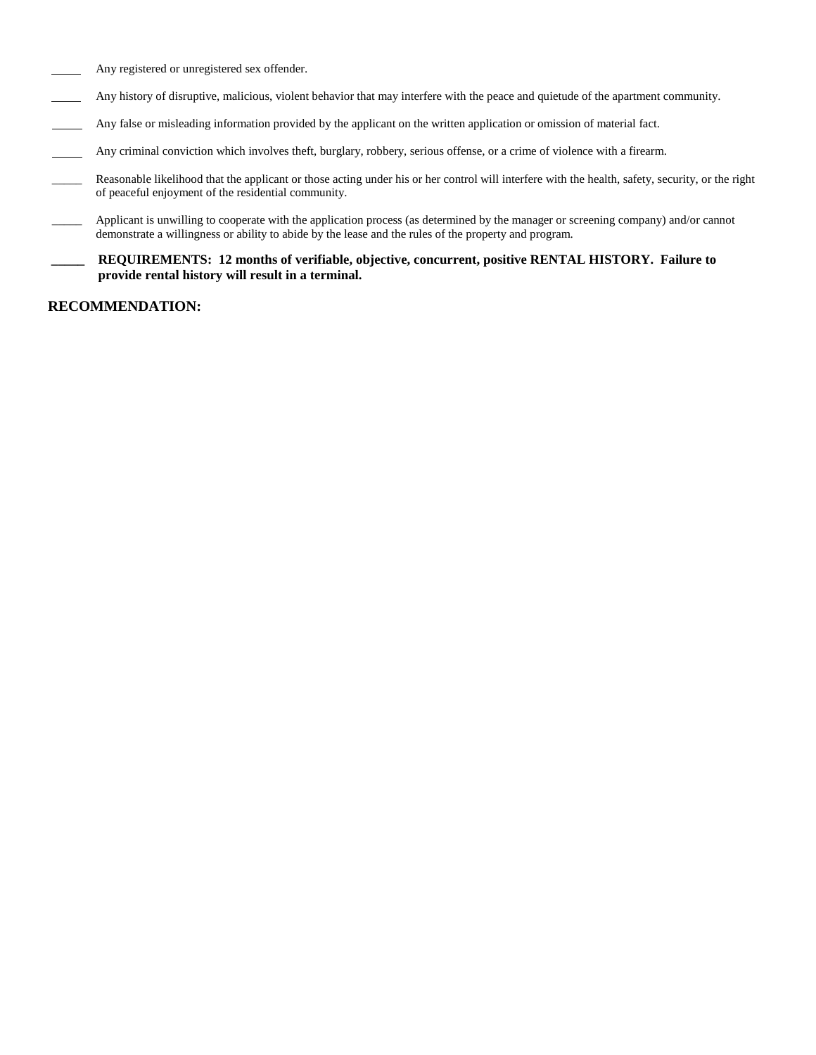_____ Any registered or unregistered sex offender.

_____ Any history of disruptive, malicious, violent behavior that may interfere with the peace and quietude of the apartment community.

_____ Any false or misleading information provided by the applicant on the written application or omission of material fact.

_____ Any criminal conviction which involves theft, burglary, robbery, serious offense, or a crime of violence with a firearm.

_____ Reasonable likelihood that the applicant or those acting under his or her control will interfere with the health, safety, security, or the right of peaceful enjoyment of the residential community.

_____ Applicant is unwilling to cooperate with the application process (as determined by the manager or screening company) and/or cannot demonstrate a willingness or ability to abide by the lease and the rules of the property and program.

_____ **REQUIREMENTS: 12 months of verifiable, objective, concurrent, positive RENTAL HISTORY. Failure to provide rental history will result in a terminal.**

**RECOMMENDATION:**